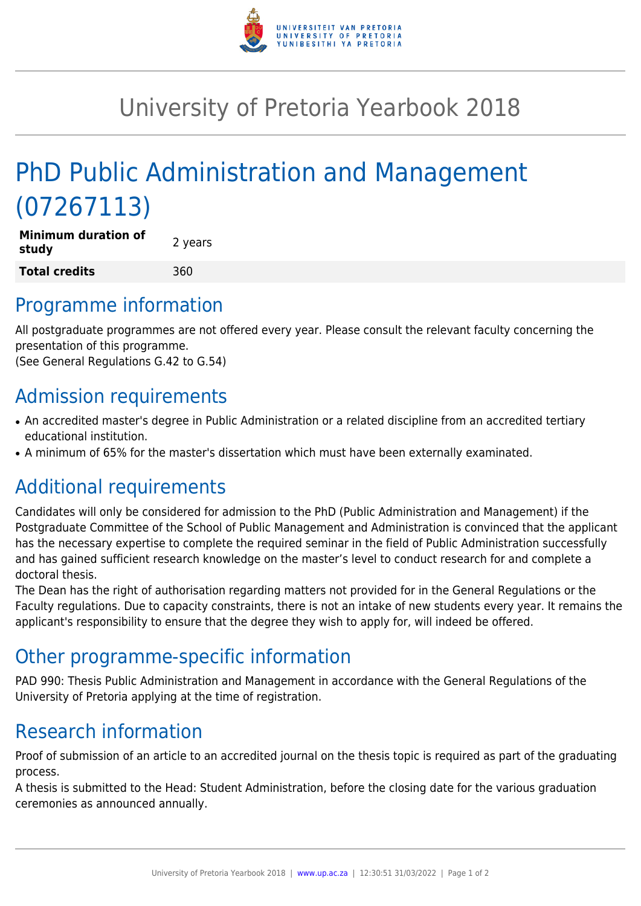# University of Pretoria Yearbook 2018

# PhD Public Administration and Management (07267113)

| | |
|---|---|
| **Minimum duration of study** | 2 years |
| **Total credits** | 360 |

## Programme information

All postgraduate programmes are not offered every year. Please consult the relevant faculty concerning the presentation of this programme.
(See General Regulations G.42 to G.54)

## Admission requirements

- An accredited master's degree in Public Administration or a related discipline from an accredited tertiary educational institution.
- A minimum of 65% for the master's dissertation which must have been externally examinated.

## Additional requirements

Candidates will only be considered for admission to the PhD (Public Administration and Management) if the Postgraduate Committee of the School of Public Management and Administration is convinced that the applicant has the necessary expertise to complete the required seminar in the field of Public Administration successfully and has gained sufficient research knowledge on the master's level to conduct research for and complete a doctoral thesis.
The Dean has the right of authorisation regarding matters not provided for in the General Regulations or the Faculty regulations. Due to capacity constraints, there is not an intake of new students every year. It remains the applicant's responsibility to ensure that the degree they wish to apply for, will indeed be offered.

## Other programme-specific information

PAD 990: Thesis Public Administration and Management in accordance with the General Regulations of the University of Pretoria applying at the time of registration.

## Research information

Proof of submission of an article to an accredited journal on the thesis topic is required as part of the graduating process.
A thesis is submitted to the Head: Student Administration, before the closing date for the various graduation ceremonies as announced annually.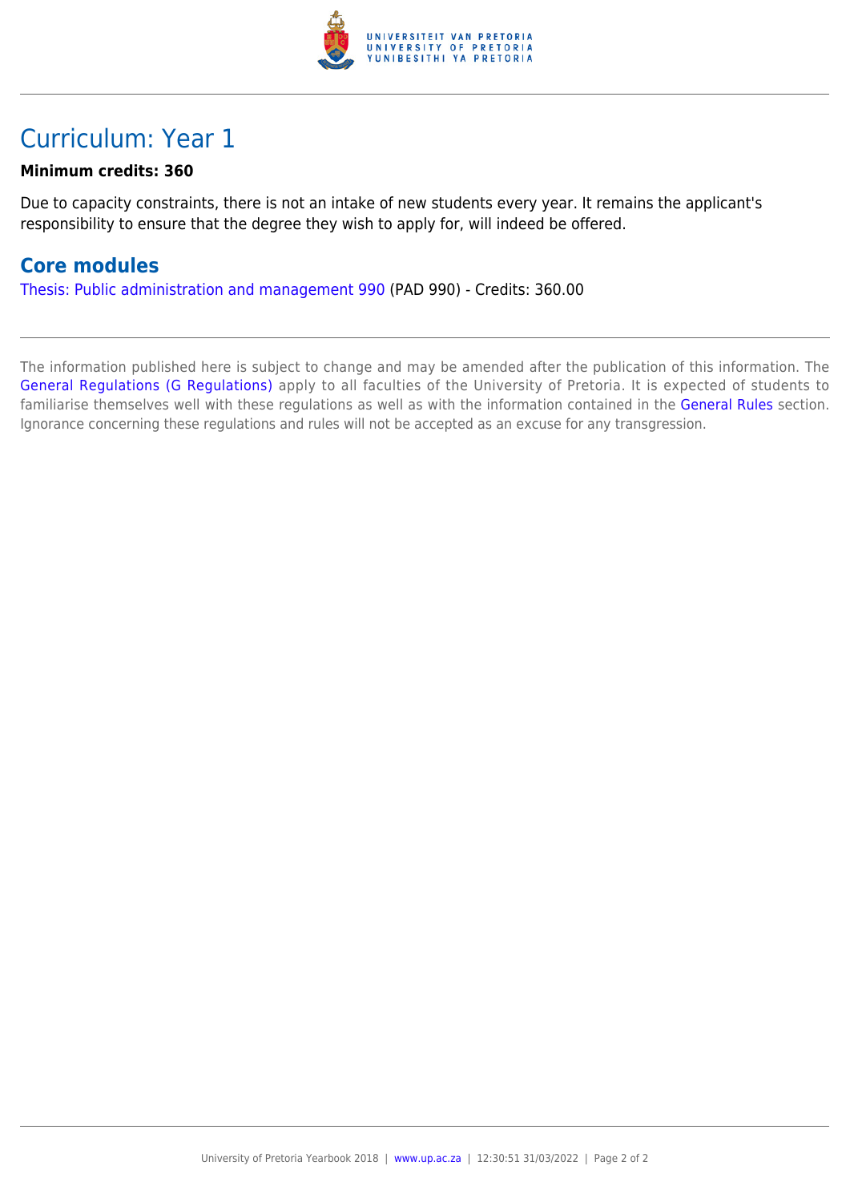# Curriculum: Year 1

**Minimum credits: 360**

Due to capacity constraints, there is not an intake of new students every year. It remains the applicant's responsibility to ensure that the degree they wish to apply for, will indeed be offered.

## Core modules

Thesis: Public administration and management 990 (PAD 990) - Credits: 360.00

The information published here is subject to change and may be amended after the publication of this information. The General Regulations (G Regulations) apply to all faculties of the University of Pretoria. It is expected of students to familiarise themselves well with these regulations as well as with the information contained in the General Rules section. Ignorance concerning these regulations and rules will not be accepted as an excuse for any transgression.